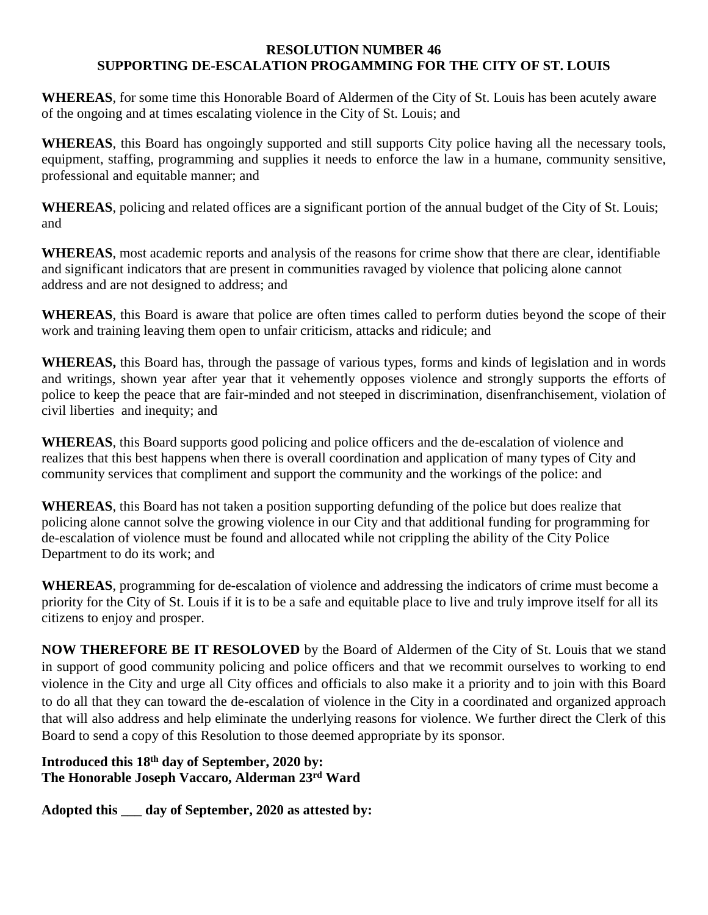**RESOLUTION NUMBER 46**
**SUPPORTING DE-ESCALATION PROGAMMING FOR THE CITY OF ST. LOUIS**

**WHEREAS**, for some time this Honorable Board of Aldermen of the City of St. Louis has been acutely aware of the ongoing and at times escalating violence in the City of St. Louis; and

**WHEREAS**, this Board has ongoingly supported and still supports City police having all the necessary tools, equipment, staffing, programming and supplies it needs to enforce the law in a humane, community sensitive, professional and equitable manner; and

**WHEREAS**, policing and related offices are a significant portion of the annual budget of the City of St. Louis; and

**WHEREAS**, most academic reports and analysis of the reasons for crime show that there are clear, identifiable and significant indicators that are present in communities ravaged by violence that policing alone cannot address and are not designed to address; and

**WHEREAS**, this Board is aware that police are often times called to perform duties beyond the scope of their work and training leaving them open to unfair criticism, attacks and ridicule; and

**WHEREAS,** this Board has, through the passage of various types, forms and kinds of legislation and in words and writings, shown year after year that it vehemently opposes violence and strongly supports the efforts of police to keep the peace that are fair-minded and not steeped in discrimination, disenfranchisement, violation of civil liberties and inequity; and

**WHEREAS**, this Board supports good policing and police officers and the de-escalation of violence and realizes that this best happens when there is overall coordination and application of many types of City and community services that compliment and support the community and the workings of the police: and

**WHEREAS**, this Board has not taken a position supporting defunding of the police but does realize that policing alone cannot solve the growing violence in our City and that additional funding for programming for de-escalation of violence must be found and allocated while not crippling the ability of the City Police Department to do its work; and

**WHEREAS**, programming for de-escalation of violence and addressing the indicators of crime must become a priority for the City of St. Louis if it is to be a safe and equitable place to live and truly improve itself for all its citizens to enjoy and prosper.

**NOW THEREFORE BE IT RESOLOVED** by the Board of Aldermen of the City of St. Louis that we stand in support of good community policing and police officers and that we recommit ourselves to working to end violence in the City and urge all City offices and officials to also make it a priority and to join with this Board to do all that they can toward the de-escalation of violence in the City in a coordinated and organized approach that will also address and help eliminate the underlying reasons for violence. We further direct the Clerk of this Board to send a copy of this Resolution to those deemed appropriate by its sponsor.

**Introduced this 18th day of September, 2020 by:**
**The Honorable Joseph Vaccaro, Alderman 23rd Ward**

**Adopted this \_\_\_ day of September, 2020 as attested by:**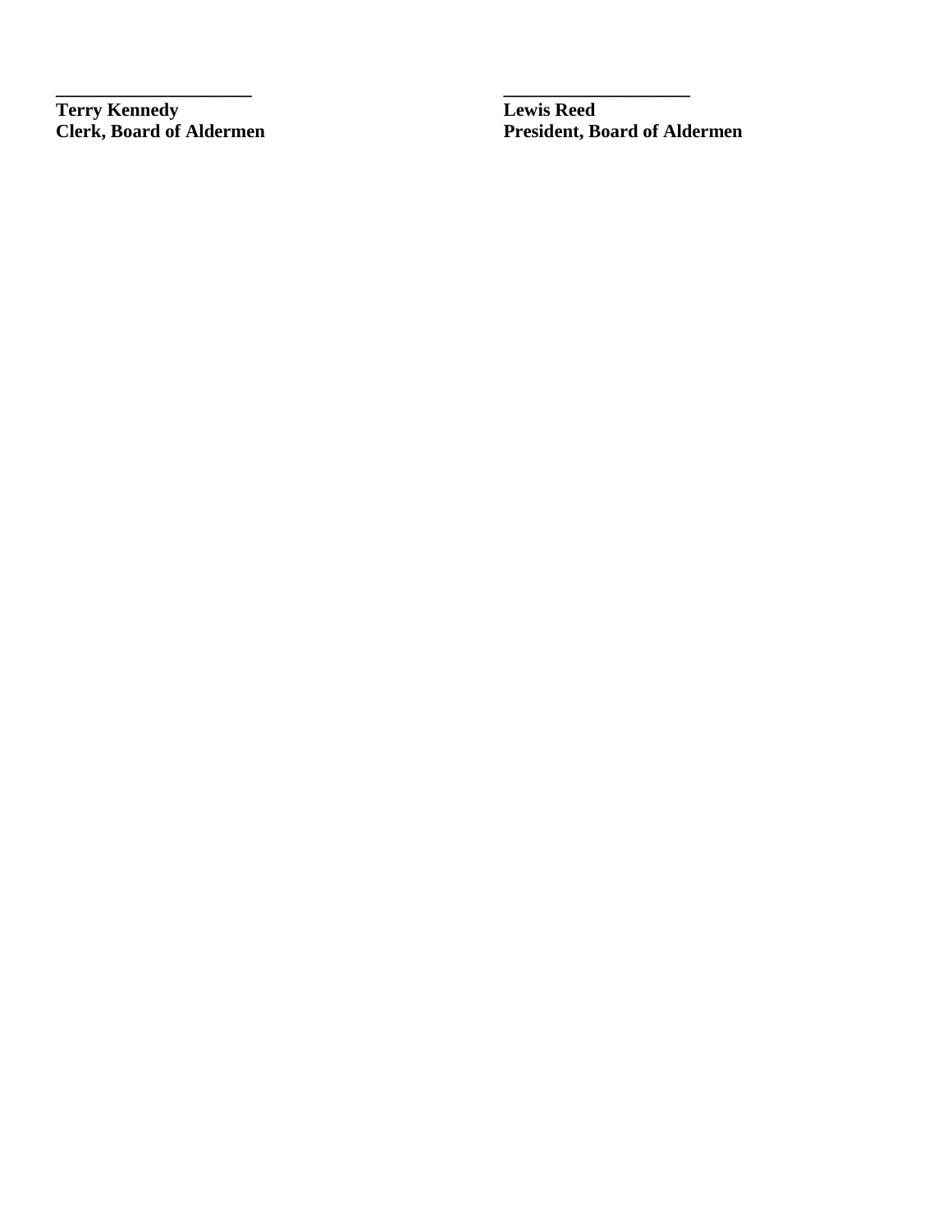**_____________________**
**Terry Kennedy**
**Clerk, Board of Aldermen**

**____________________**
**Lewis Reed**
**President, Board of Aldermen**